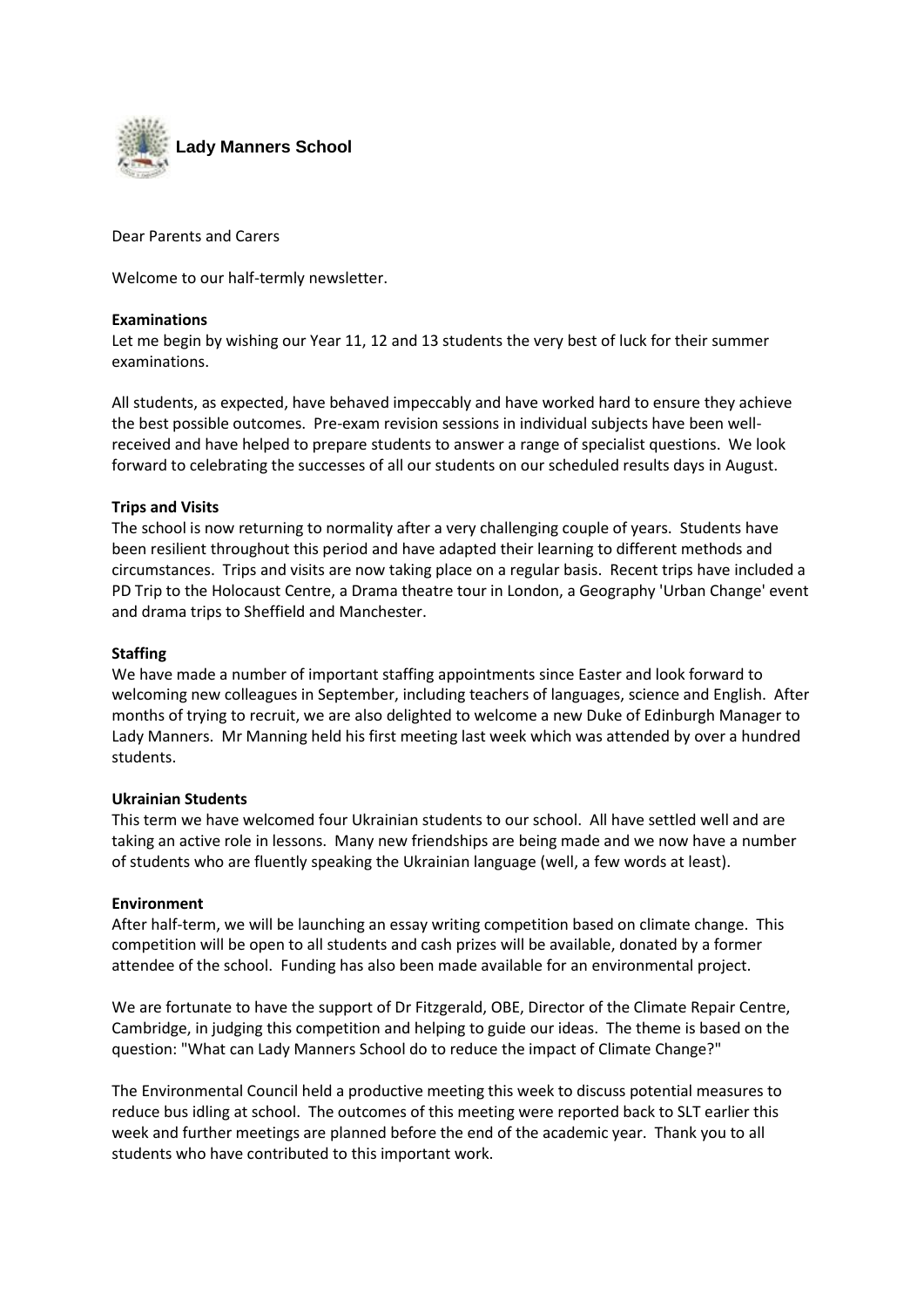**Lady Manners School**

Dear Parents and Carers

Welcome to our half-termly newsletter.

**Examinations**

Let me begin by wishing our Year 11, 12 and 13 students the very best of luck for their summer examinations.

All students, as expected, have behaved impeccably and have worked hard to ensure they achieve the best possible outcomes. Pre-exam revision sessions in individual subjects have been well-received and have helped to prepare students to answer a range of specialist questions. We look forward to celebrating the successes of all our students on our scheduled results days in August.

**Trips and Visits**

The school is now returning to normality after a very challenging couple of years. Students have been resilient throughout this period and have adapted their learning to different methods and circumstances. Trips and visits are now taking place on a regular basis. Recent trips have included a PD Trip to the Holocaust Centre, a Drama theatre tour in London, a Geography 'Urban Change' event and drama trips to Sheffield and Manchester.

**Staffing**

We have made a number of important staffing appointments since Easter and look forward to welcoming new colleagues in September, including teachers of languages, science and English. After months of trying to recruit, we are also delighted to welcome a new Duke of Edinburgh Manager to Lady Manners. Mr Manning held his first meeting last week which was attended by over a hundred students.

**Ukrainian Students**

This term we have welcomed four Ukrainian students to our school. All have settled well and are taking an active role in lessons. Many new friendships are being made and we now have a number of students who are fluently speaking the Ukrainian language (well, a few words at least).

**Environment**

After half-term, we will be launching an essay writing competition based on climate change. This competition will be open to all students and cash prizes will be available, donated by a former attendee of the school. Funding has also been made available for an environmental project.

We are fortunate to have the support of Dr Fitzgerald, OBE, Director of the Climate Repair Centre, Cambridge, in judging this competition and helping to guide our ideas. The theme is based on the question: "What can Lady Manners School do to reduce the impact of Climate Change?"

The Environmental Council held a productive meeting this week to discuss potential measures to reduce bus idling at school. The outcomes of this meeting were reported back to SLT earlier this week and further meetings are planned before the end of the academic year. Thank you to all students who have contributed to this important work.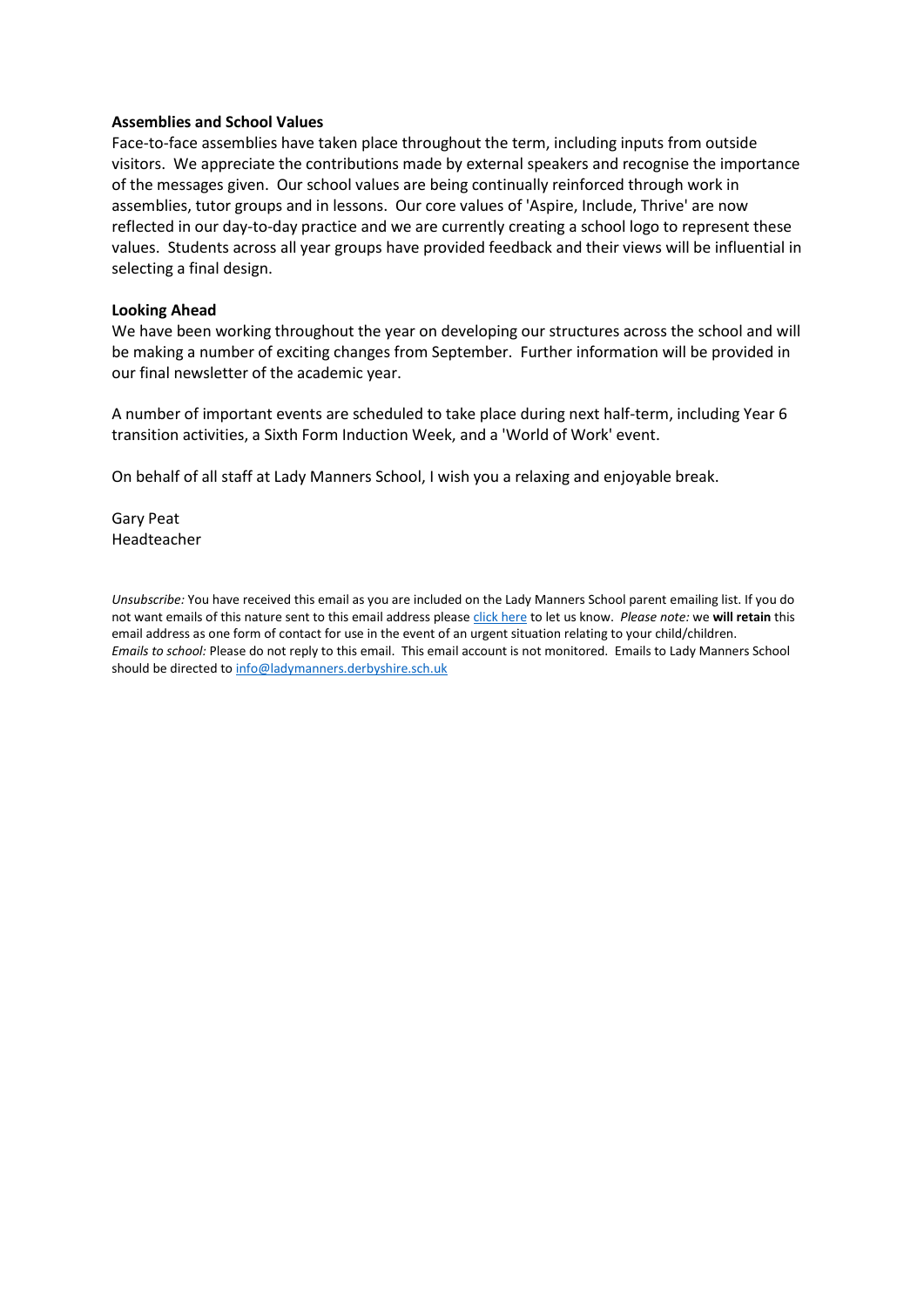**Assemblies and School Values**

Face-to-face assemblies have taken place throughout the term, including inputs from outside visitors. We appreciate the contributions made by external speakers and recognise the importance of the messages given. Our school values are being continually reinforced through work in assemblies, tutor groups and in lessons. Our core values of 'Aspire, Include, Thrive' are now reflected in our day-to-day practice and we are currently creating a school logo to represent these values. Students across all year groups have provided feedback and their views will be influential in selecting a final design.

**Looking Ahead**

We have been working throughout the year on developing our structures across the school and will be making a number of exciting changes from September. Further information will be provided in our final newsletter of the academic year.

A number of important events are scheduled to take place during next half-term, including Year 6 transition activities, a Sixth Form Induction Week, and a 'World of Work' event.

On behalf of all staff at Lady Manners School, I wish you a relaxing and enjoyable break.

Gary Peat
Headteacher

*Unsubscribe:* You have received this email as you are included on the Lady Manners School parent emailing list. If you do not want emails of this nature sent to this email address please click here to let us know. *Please note:* we **will retain** this email address as one form of contact for use in the event of an urgent situation relating to your child/children.
*Emails to school:* Please do not reply to this email. This email account is not monitored. Emails to Lady Manners School should be directed to info@ladymanners.derbyshire.sch.uk